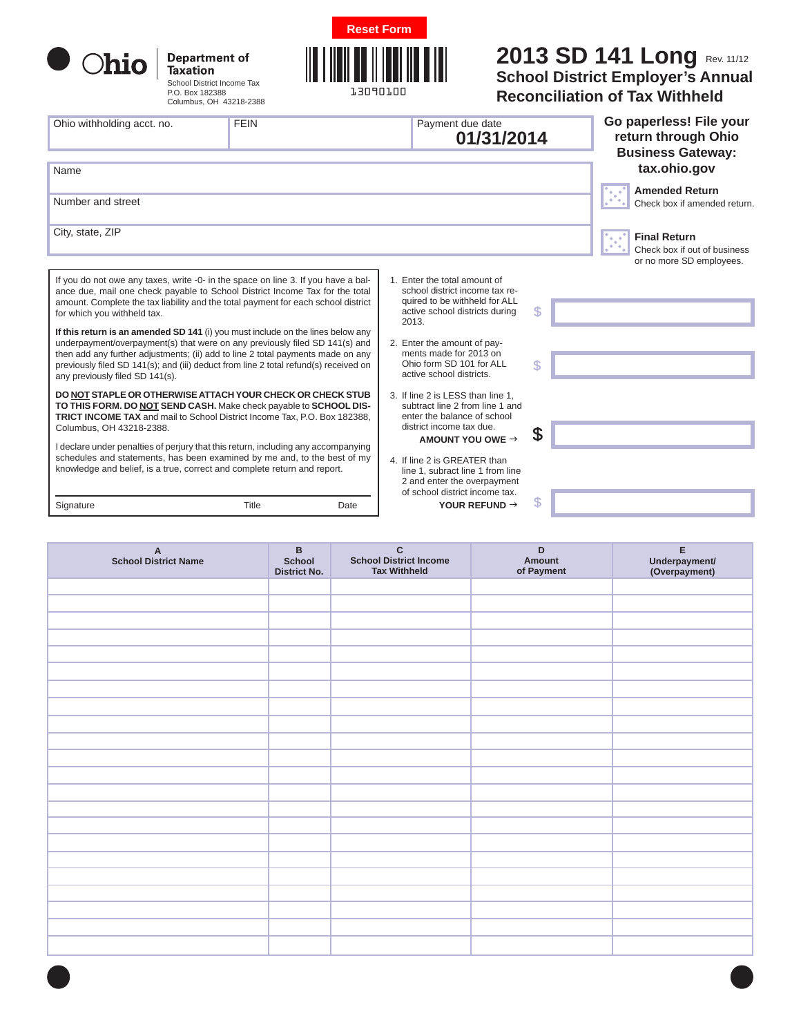Reset Form

**Ohio** Department of Taxation

School District Income Tax
P.O. Box 182388
Columbus, OH 43218-2388

13090100

# 2013 SD 141 Long

Rev. 11/12

## School District Employer's Annual Reconciliation of Tax Withheld

| Ohio withholding acct. no. | FEIN | Payment due date **01/31/2014** |
|---|---|---|

**Go paperless! File your return through Ohio Business Gateway: tax.ohio.gov**

Name

Number and street

City, state, ZIP

☐ **Amended Return** Check box if amended return.

☐ **Final Return** Check box if out of business or no more SD employees.

If you do not owe any taxes, write -0- in the space on line 3. If you have a balance due, mail one check payable to School District Income Tax for the total amount. Complete the tax liability and the total payment for each school district for which you withheld tax.

**If this return is an amended SD 141** (i) you must include on the lines below any underpayment/overpayment(s) that were on any previously filed SD 141(s) and then add any further adjustments; (ii) add to line 2 total payments made on any previously filed SD 141(s); and (iii) deduct from line 2 total refund(s) received on any previously filed SD 141(s).

**DO NOT STAPLE OR OTHERWISE ATTACH YOUR CHECK OR CHECK STUB TO THIS FORM. DO NOT SEND CASH.** Make check payable to **SCHOOL DISTRICT INCOME TAX** and mail to School District Income Tax, P.O. Box 182388, Columbus, OH 43218-2388.

I declare under penalties of perjury that this return, including any accompanying schedules and statements, has been examined by me and, to the best of my knowledge and belief, is a true, correct and complete return and report.

Signature    Title    Date

1. Enter the total amount of school district income tax required to be withheld for ALL active school districts during 2013. $
2. Enter the amount of payments made for 2013 on Ohio form SD 101 for ALL active school districts. $
3. If line 2 is LESS than line 1, subtract line 2 from line 1 and enter the balance of school district income tax due. **AMOUNT YOU OWE →** $
4. If line 2 is GREATER than line 1, subtract line 1 from line 2 and enter the overpayment of school district income tax. **YOUR REFUND →** $

| A School District Name | B School District No. | C School District Income Tax Withheld | D Amount of Payment | E Underpayment/ (Overpayment) |
|---|---|---|---|---|
| | | | | |
| | | | | |
| | | | | |
| | | | | |
| | | | | |
| | | | | |
| | | | | |
| | | | | |
| | | | | |
| | | | | |
| | | | | |
| | | | | |
| | | | | |
| | | | | |
| | | | | |
| | | | | |
| | | | | |
| | | | | |
| | | | | |
| | | | | |
| | | | | |
| | | | | |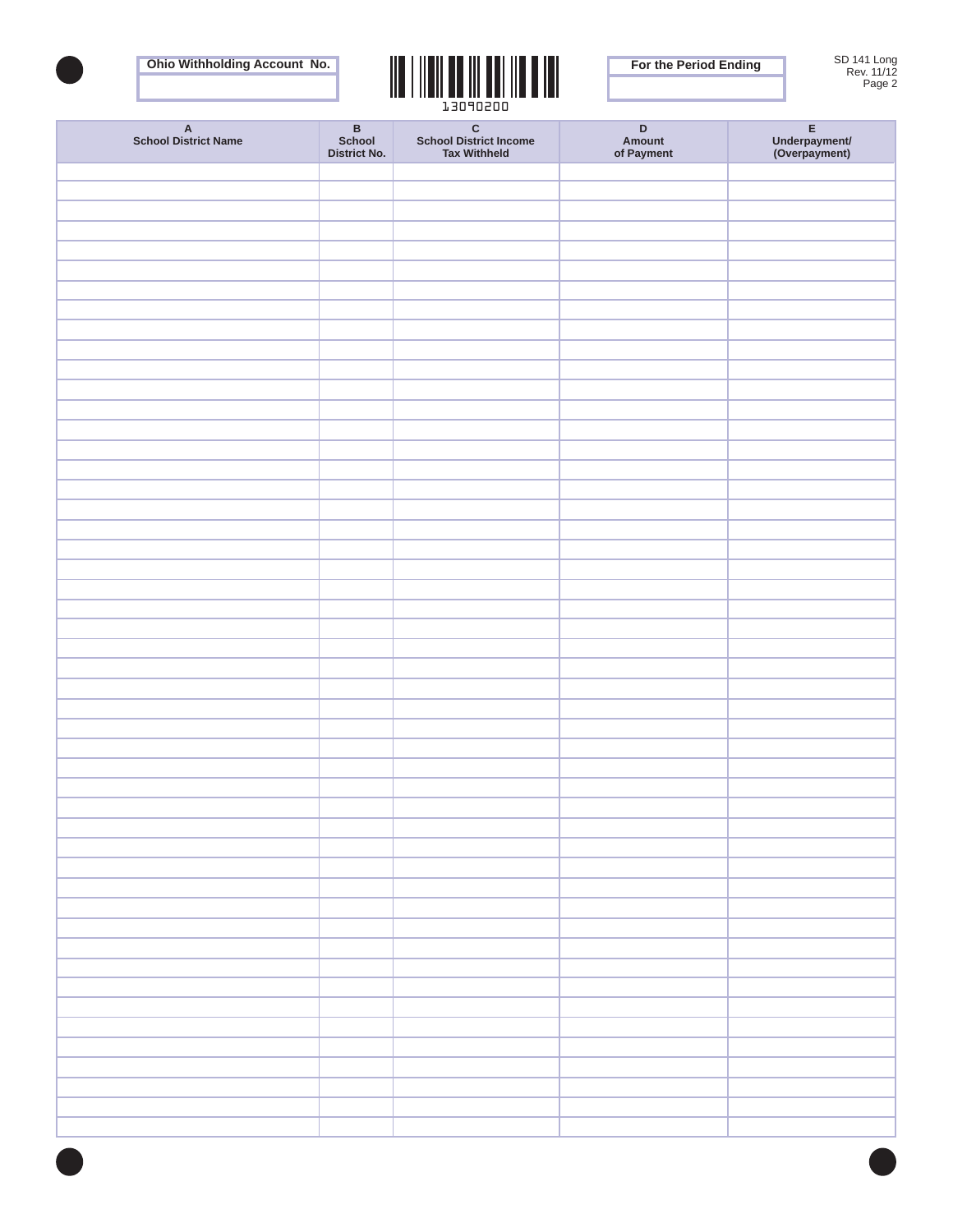| Ohio Withholding Account No. |
|---|
| |

13090200

| For the Period Ending |
|---|
| |

SD 141 Long
Rev. 11/12
Page 2

| A School District Name | B School District No. | C School District Income Tax Withheld | D Amount of Payment | E Underpayment/ (Overpayment) |
|---|---|---|---|---|
| | | | | |
| | | | | |
| | | | | |
| | | | | |
| | | | | |
| | | | | |
| | | | | |
| | | | | |
| | | | | |
| | | | | |
| | | | | |
| | | | | |
| | | | | |
| | | | | |
| | | | | |
| | | | | |
| | | | | |
| | | | | |
| | | | | |
| | | | | |
| | | | | |
| | | | | |
| | | | | |
| | | | | |
| | | | | |
| | | | | |
| | | | | |
| | | | | |
| | | | | |
| | | | | |
| | | | | |
| | | | | |
| | | | | |
| | | | | |
| | | | | |
| | | | | |
| | | | | |
| | | | | |
| | | | | |
| | | | | |
| | | | | |
| | | | | |
| | | | | |
| | | | | |
| | | | | |
| | | | | |
| | | | | |
| | | | | |
| | | | | |
| | | | | |
| | | | | |